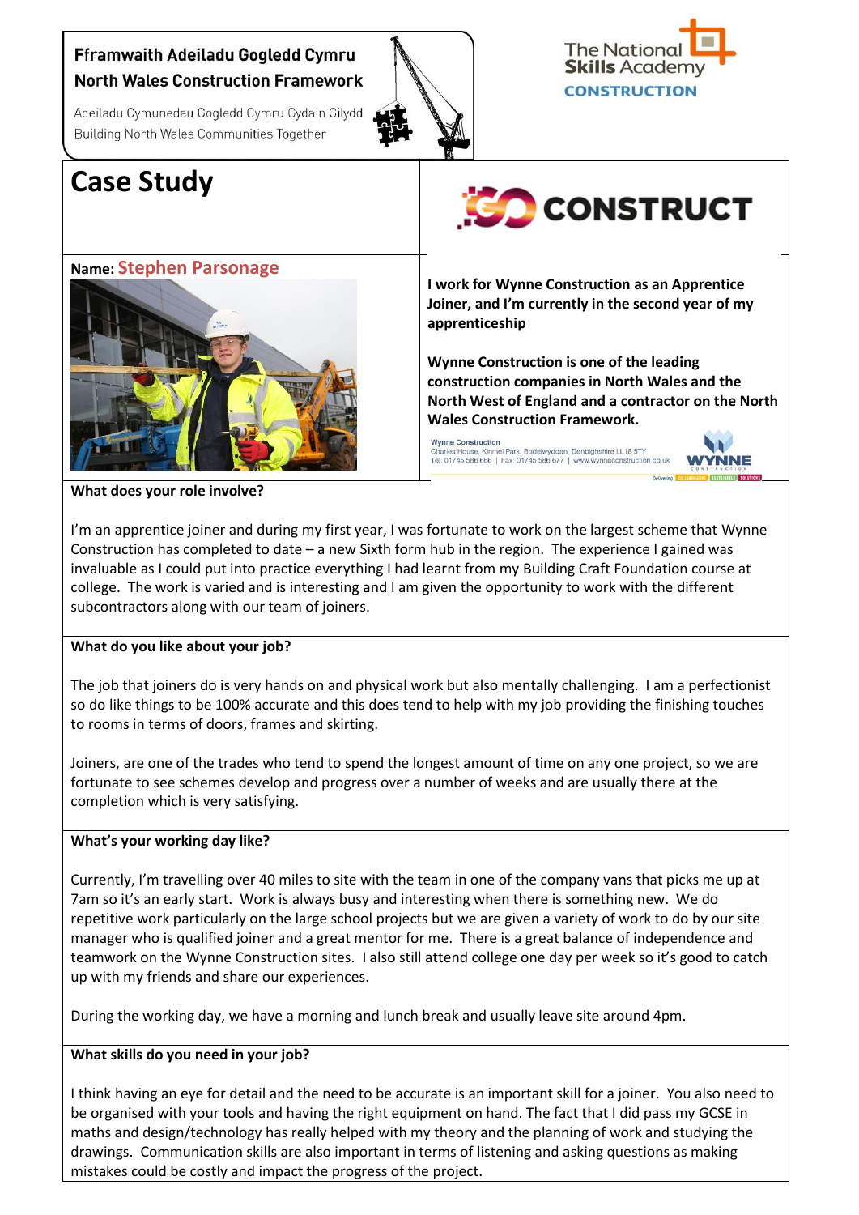**Fframwaith Adeiladu Gogledd Cymru**
**North Wales Construction Framework**

Adeiladu Cymunedau Gogledd Cymru Gyda'n Gilydd
Building North Wales Communities Together

The National Skills Academy
CONSTRUCTION

# Case Study

GO CONSTRUCT

**Name:** Stephen Parsonage

**I work for Wynne Construction as an Apprentice Joiner, and I'm currently in the second year of my apprenticeship**

**Wynne Construction is one of the leading construction companies in North Wales and the North West of England and a contractor on the North Wales Construction Framework.**

Wynne Construction
Charles House, Kinmel Park, Bodelwyddan, Denbighshire LL18 5TY
Tel: 01745 586 666 | Fax: 01745 586 677 | www.wynneconstruction.co.uk

**What does your role involve?**

I'm an apprentice joiner and during my first year, I was fortunate to work on the largest scheme that Wynne Construction has completed to date – a new Sixth form hub in the region. The experience I gained was invaluable as I could put into practice everything I had learnt from my Building Craft Foundation course at college. The work is varied and is interesting and I am given the opportunity to work with the different subcontractors along with our team of joiners.

**What do you like about your job?**

The job that joiners do is very hands on and physical work but also mentally challenging. I am a perfectionist so do like things to be 100% accurate and this does tend to help with my job providing the finishing touches to rooms in terms of doors, frames and skirting.

Joiners, are one of the trades who tend to spend the longest amount of time on any one project, so we are fortunate to see schemes develop and progress over a number of weeks and are usually there at the completion which is very satisfying.

**What's your working day like?**

Currently, I'm travelling over 40 miles to site with the team in one of the company vans that picks me up at 7am so it's an early start. Work is always busy and interesting when there is something new. We do repetitive work particularly on the large school projects but we are given a variety of work to do by our site manager who is qualified joiner and a great mentor for me. There is a great balance of independence and teamwork on the Wynne Construction sites. I also still attend college one day per week so it's good to catch up with my friends and share our experiences.

During the working day, we have a morning and lunch break and usually leave site around 4pm.

**What skills do you need in your job?**

I think having an eye for detail and the need to be accurate is an important skill for a joiner. You also need to be organised with your tools and having the right equipment on hand. The fact that I did pass my GCSE in maths and design/technology has really helped with my theory and the planning of work and studying the drawings. Communication skills are also important in terms of listening and asking questions as making mistakes could be costly and impact the progress of the project.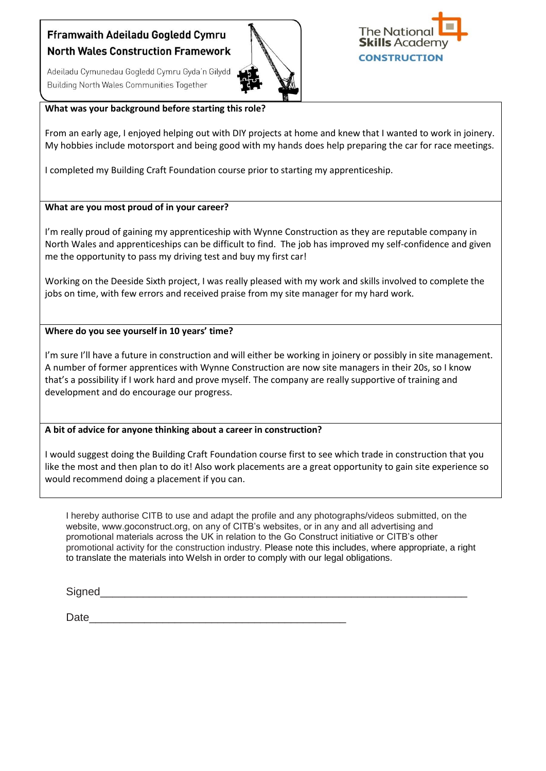**Fframwaith Adeiladu Gogledd Cymru**
**North Wales Construction Framework**

Adeiladu Cymunedau Gogledd Cymru Gyda'n Gilydd
Building North Wales Communities Together

The National **Skills** Academy
**CONSTRUCTION**

**What was your background before starting this role?**

From an early age, I enjoyed helping out with DIY projects at home and knew that I wanted to work in joinery. My hobbies include motorsport and being good with my hands does help preparing the car for race meetings.

I completed my Building Craft Foundation course prior to starting my apprenticeship.

**What are you most proud of in your career?**

I'm really proud of gaining my apprenticeship with Wynne Construction as they are reputable company in North Wales and apprenticeships can be difficult to find. The job has improved my self-confidence and given me the opportunity to pass my driving test and buy my first car!

Working on the Deeside Sixth project, I was really pleased with my work and skills involved to complete the jobs on time, with few errors and received praise from my site manager for my hard work.

**Where do you see yourself in 10 years' time?**

I'm sure I'll have a future in construction and will either be working in joinery or possibly in site management. A number of former apprentices with Wynne Construction are now site managers in their 20s, so I know that's a possibility if I work hard and prove myself. The company are really supportive of training and development and do encourage our progress.

**A bit of advice for anyone thinking about a career in construction?**

I would suggest doing the Building Craft Foundation course first to see which trade in construction that you like the most and then plan to do it! Also work placements are a great opportunity to gain site experience so would recommend doing a placement if you can.

I hereby authorise CITB to use and adapt the profile and any photographs/videos submitted, on the website, www.goconstruct.org, on any of CITB's websites, or in any and all advertising and promotional materials across the UK in relation to the Go Construct initiative or CITB's other promotional activity for the construction industry. Please note this includes, where appropriate, a right to translate the materials into Welsh in order to comply with our legal obligations.

Signed_______________________________________________

Date______________________________